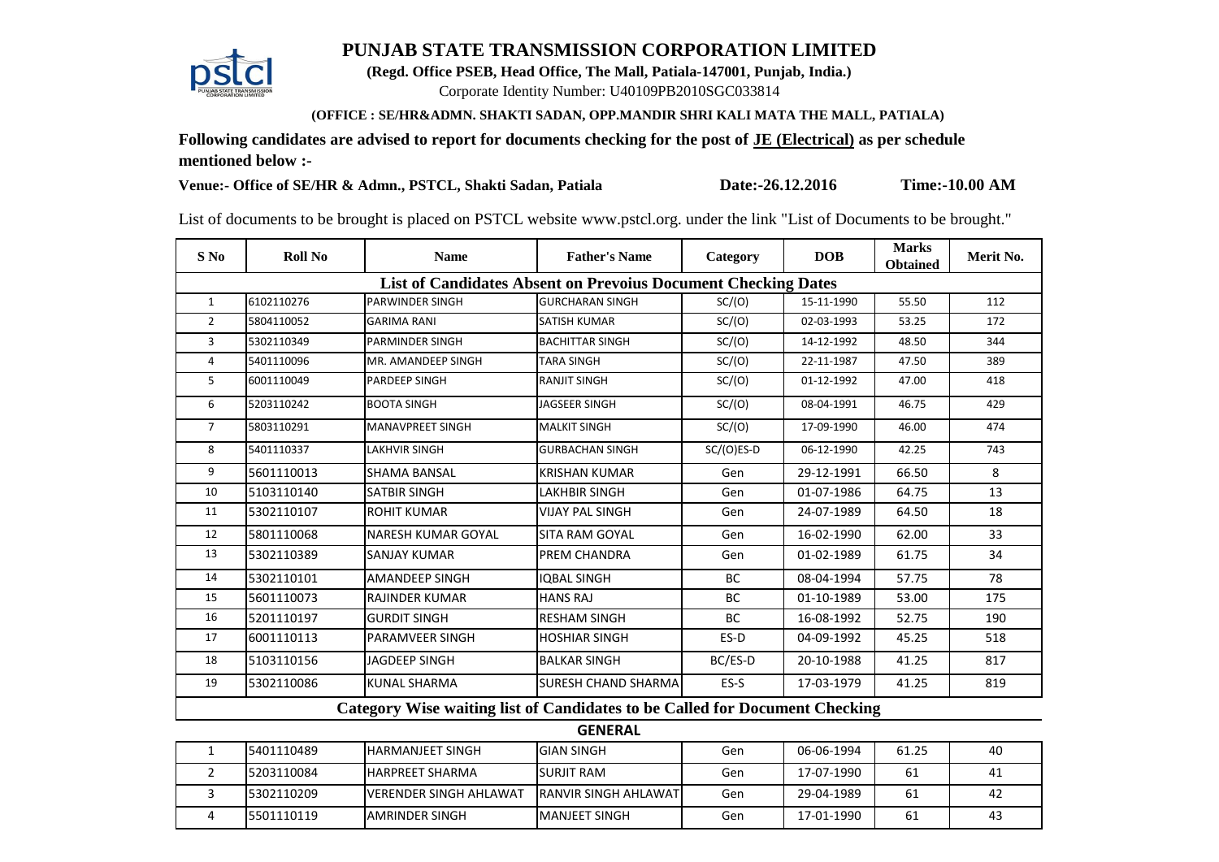# PUNJAB STATE TRANSMISSION CORPORATION LIMITED

**(Regd. Office PSEB, Head Office, The Mall, Patiala-147001, Punjab, India.)**

Corporate Identity Number: U40109PB2010SGC033814

**(OFFICE : SE/HR&ADMN. SHAKTI SADAN, OPP.MANDIR SHRI KALI MATA THE MALL, PATIALA)**

**Following candidates are advised to report for documents checking for the post of JE (Electrical) as per schedule mentioned below :-**

**Venue:- Office of SE/HR & Admn., PSTCL, Shakti Sadan, Patiala** **Date:-26.12.2016** **Time:-10.00 AM**

List of documents to be brought is placed on PSTCL website www.pstcl.org. under the link "List of Documents to be brought."

| S No | Roll No | Name | Father's Name | Category | DOB | Marks Obtained | Merit No. |
|---|---|---|---|---|---|---|---|
| **List of Candidates Absent on Prevoius Document Checking Dates** | | | | | | | |
| 1 | 6102110276 | PARWINDER SINGH | GURCHARAN SINGH | SC/(O) | 15-11-1990 | 55.50 | 112 |
| 2 | 5804110052 | GARIMA RANI | SATISH KUMAR | SC/(O) | 02-03-1993 | 53.25 | 172 |
| 3 | 5302110349 | PARMINDER SINGH | BACHITTAR SINGH | SC/(O) | 14-12-1992 | 48.50 | 344 |
| 4 | 5401110096 | MR. AMANDEEP SINGH | TARA SINGH | SC/(O) | 22-11-1987 | 47.50 | 389 |
| 5 | 6001110049 | PARDEEP SINGH | RANJIT SINGH | SC/(O) | 01-12-1992 | 47.00 | 418 |
| 6 | 5203110242 | BOOTA SINGH | JAGSEER SINGH | SC/(O) | 08-04-1991 | 46.75 | 429 |
| 7 | 5803110291 | MANAVPREET SINGH | MALKIT SINGH | SC/(O) | 17-09-1990 | 46.00 | 474 |
| 8 | 5401110337 | LAKHVIR SINGH | GURBACHAN SINGH | SC/(O)ES-D | 06-12-1990 | 42.25 | 743 |
| 9 | 5601110013 | SHAMA BANSAL | KRISHAN KUMAR | Gen | 29-12-1991 | 66.50 | 8 |
| 10 | 5103110140 | SATBIR SINGH | LAKHBIR SINGH | Gen | 01-07-1986 | 64.75 | 13 |
| 11 | 5302110107 | ROHIT KUMAR | VIJAY PAL SINGH | Gen | 24-07-1989 | 64.50 | 18 |
| 12 | 5801110068 | NARESH KUMAR GOYAL | SITA RAM GOYAL | Gen | 16-02-1990 | 62.00 | 33 |
| 13 | 5302110389 | SANJAY KUMAR | PREM CHANDRA | Gen | 01-02-1989 | 61.75 | 34 |
| 14 | 5302110101 | AMANDEEP SINGH | IQBAL SINGH | BC | 08-04-1994 | 57.75 | 78 |
| 15 | 5601110073 | RAJINDER KUMAR | HANS RAJ | BC | 01-10-1989 | 53.00 | 175 |
| 16 | 5201110197 | GURDIT SINGH | RESHAM SINGH | BC | 16-08-1992 | 52.75 | 190 |
| 17 | 6001110113 | PARAMVEER SINGH | HOSHIAR SINGH | ES-D | 04-09-1992 | 45.25 | 518 |
| 18 | 5103110156 | JAGDEEP SINGH | BALKAR SINGH | BC/ES-D | 20-10-1988 | 41.25 | 817 |
| 19 | 5302110086 | KUNAL SHARMA | SURESH CHAND SHARMA | ES-S | 17-03-1979 | 41.25 | 819 |
| **Category Wise waiting list of Candidates to be Called for Document Checking** | | | | | | | |
| **GENERAL** | | | | | | | |
| 1 | 5401110489 | HARMANJEET SINGH | GIAN SINGH | Gen | 06-06-1994 | 61.25 | 40 |
| 2 | 5203110084 | HARPREET SHARMA | SURJIT RAM | Gen | 17-07-1990 | 61 | 41 |
| 3 | 5302110209 | VERENDER SINGH AHLAWAT | RANVIR SINGH AHLAWAT | Gen | 29-04-1989 | 61 | 42 |
| 4 | 5501110119 | AMRINDER SINGH | MANJEET SINGH | Gen | 17-01-1990 | 61 | 43 |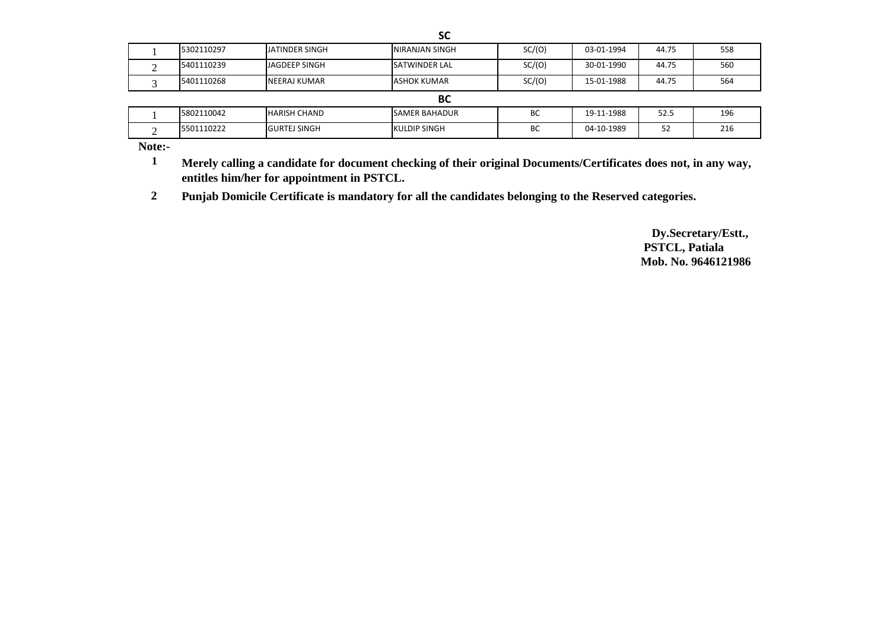**SC**

| | | | | | | | |
|---|---|---|---|---|---|---|---|
| 1 | 5302110297 | JATINDER SINGH | NIRANJAN SINGH | SC/(O) | 03-01-1994 | 44.75 | 558 |
| 2 | 5401110239 | JAGDEEP SINGH | SATWINDER LAL | SC/(O) | 30-01-1990 | 44.75 | 560 |
| 3 | 5401110268 | NEERAJ KUMAR | ASHOK KUMAR | SC/(O) | 15-01-1988 | 44.75 | 564 |

**BC**

| | | | | | | | |
|---|---|---|---|---|---|---|---|
| 1 | 5802110042 | HARISH CHAND | SAMER BAHADUR | BC | 19-11-1988 | 52.5 | 196 |
| 2 | 5501110222 | GURTEJ SINGH | KULDIP SINGH | BC | 04-10-1989 | 52 | 216 |

**Note:-**

1. **Merely calling a candidate for document checking of their original Documents/Certificates does not, in any way, entitles him/her for appointment in PSTCL.**
2. **Punjab Domicile Certificate is mandatory for all the candidates belonging to the Reserved categories.**

**Dy.Secretary/Estt.,**
**PSTCL, Patiala**
**Mob. No. 9646121986**